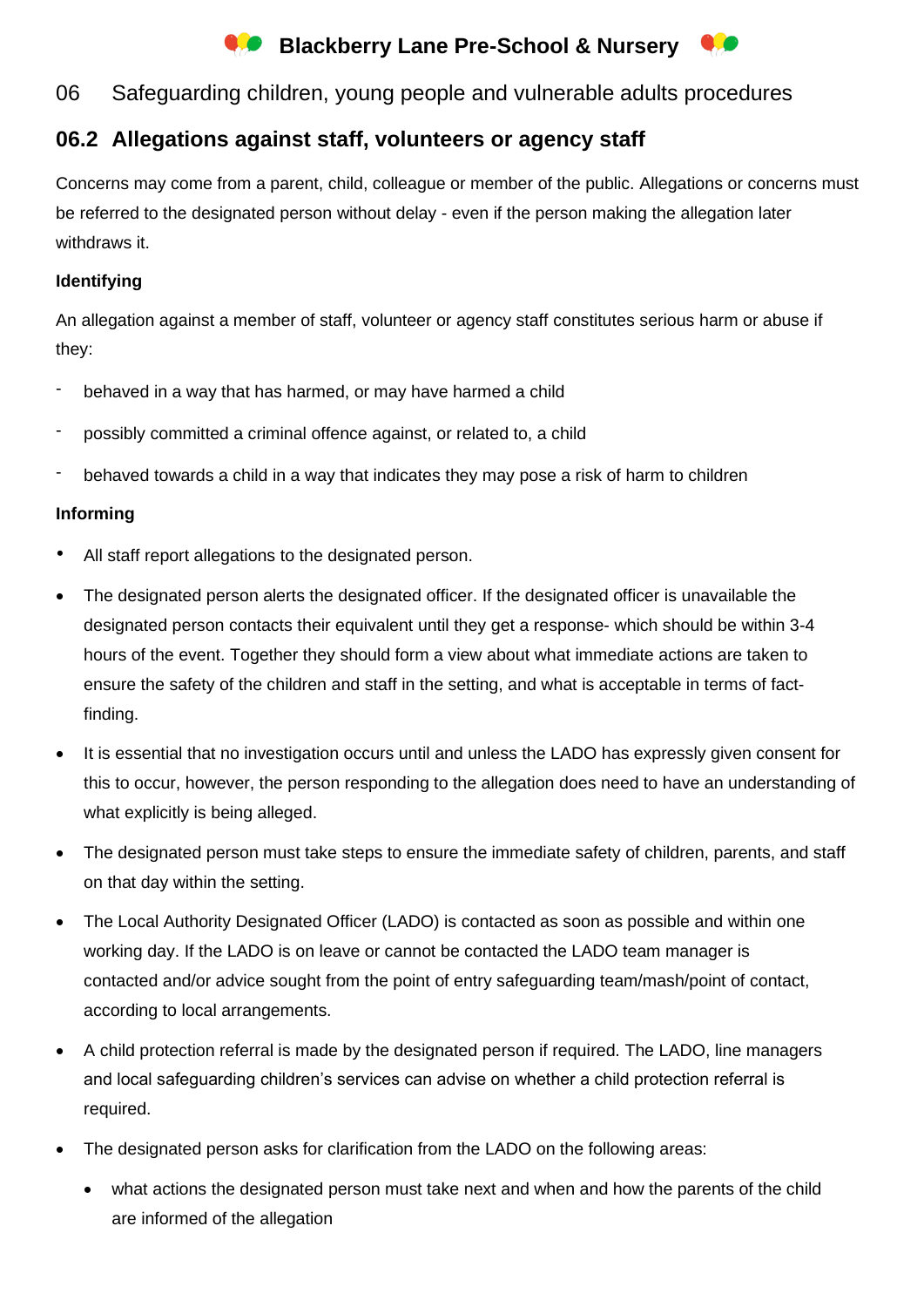# Blackberry Lane Pre-School & Nursery

## 06 Safeguarding children, young people and vulnerable adults procedures

### 06.2 Allegations against staff, volunteers or agency staff

Concerns may come from a parent, child, colleague or member of the public. Allegations or concerns must be referred to the designated person without delay - even if the person making the allegation later withdraws it.

**Identifying**

An allegation against a member of staff, volunteer or agency staff constitutes serious harm or abuse if they:

- behaved in a way that has harmed, or may have harmed a child
- possibly committed a criminal offence against, or related to, a child
- behaved towards a child in a way that indicates they may pose a risk of harm to children

**Informing**

- All staff report allegations to the designated person.
- The designated person alerts the designated officer. If the designated officer is unavailable the designated person contacts their equivalent until they get a response- which should be within 3-4 hours of the event. Together they should form a view about what immediate actions are taken to ensure the safety of the children and staff in the setting, and what is acceptable in terms of fact-finding.
- It is essential that no investigation occurs until and unless the LADO has expressly given consent for this to occur, however, the person responding to the allegation does need to have an understanding of what explicitly is being alleged.
- The designated person must take steps to ensure the immediate safety of children, parents, and staff on that day within the setting.
- The Local Authority Designated Officer (LADO) is contacted as soon as possible and within one working day. If the LADO is on leave or cannot be contacted the LADO team manager is contacted and/or advice sought from the point of entry safeguarding team/mash/point of contact, according to local arrangements.
- A child protection referral is made by the designated person if required. The LADO, line managers and local safeguarding children's services can advise on whether a child protection referral is required.
- The designated person asks for clarification from the LADO on the following areas:
  - what actions the designated person must take next and when and how the parents of the child are informed of the allegation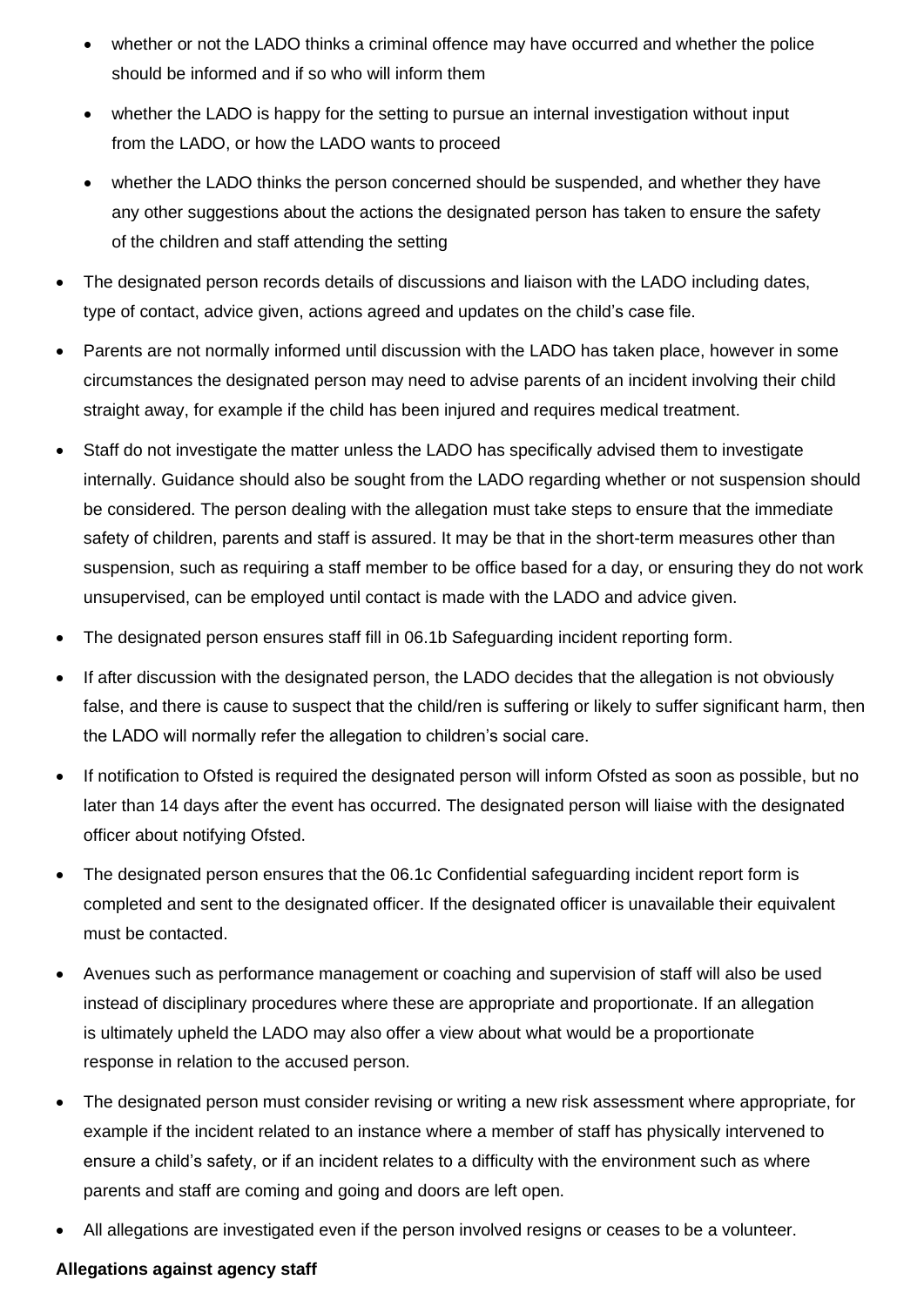- whether or not the LADO thinks a criminal offence may have occurred and whether the police should be informed and if so who will inform them
  - whether the LADO is happy for the setting to pursue an internal investigation without input from the LADO, or how the LADO wants to proceed
  - whether the LADO thinks the person concerned should be suspended, and whether they have any other suggestions about the actions the designated person has taken to ensure the safety of the children and staff attending the setting
- The designated person records details of discussions and liaison with the LADO including dates, type of contact, advice given, actions agreed and updates on the child's case file.
- Parents are not normally informed until discussion with the LADO has taken place, however in some circumstances the designated person may need to advise parents of an incident involving their child straight away, for example if the child has been injured and requires medical treatment.
- Staff do not investigate the matter unless the LADO has specifically advised them to investigate internally. Guidance should also be sought from the LADO regarding whether or not suspension should be considered. The person dealing with the allegation must take steps to ensure that the immediate safety of children, parents and staff is assured. It may be that in the short-term measures other than suspension, such as requiring a staff member to be office based for a day, or ensuring they do not work unsupervised, can be employed until contact is made with the LADO and advice given.
- The designated person ensures staff fill in 06.1b Safeguarding incident reporting form.
- If after discussion with the designated person, the LADO decides that the allegation is not obviously false, and there is cause to suspect that the child/ren is suffering or likely to suffer significant harm, then the LADO will normally refer the allegation to children's social care.
- If notification to Ofsted is required the designated person will inform Ofsted as soon as possible, but no later than 14 days after the event has occurred. The designated person will liaise with the designated officer about notifying Ofsted.
- The designated person ensures that the 06.1c Confidential safeguarding incident report form is completed and sent to the designated officer. If the designated officer is unavailable their equivalent must be contacted.
- Avenues such as performance management or coaching and supervision of staff will also be used instead of disciplinary procedures where these are appropriate and proportionate. If an allegation is ultimately upheld the LADO may also offer a view about what would be a proportionate response in relation to the accused person.
- The designated person must consider revising or writing a new risk assessment where appropriate, for example if the incident related to an instance where a member of staff has physically intervened to ensure a child's safety, or if an incident relates to a difficulty with the environment such as where parents and staff are coming and going and doors are left open.
- All allegations are investigated even if the person involved resigns or ceases to be a volunteer.

**Allegations against agency staff**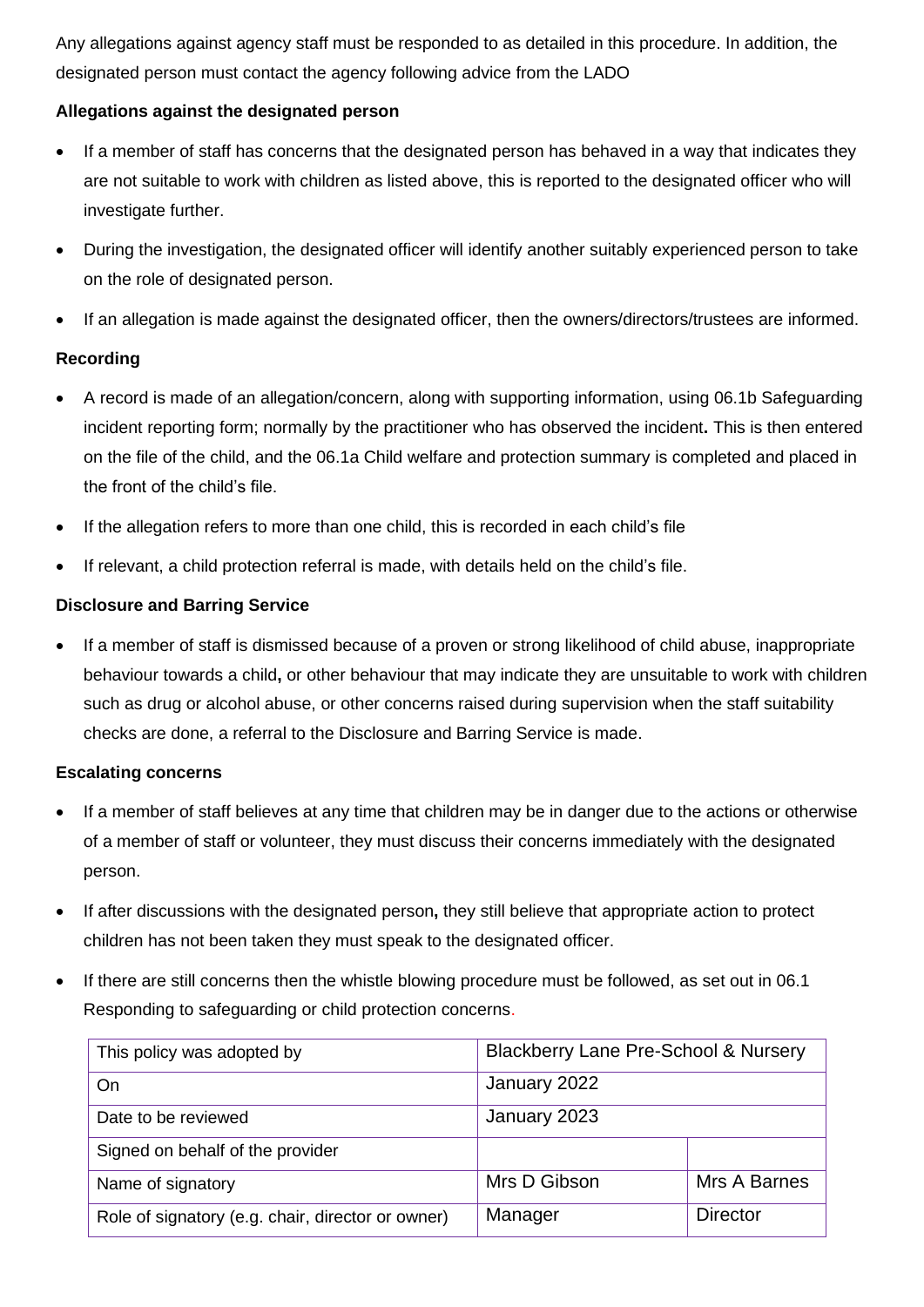Any allegations against agency staff must be responded to as detailed in this procedure. In addition, the designated person must contact the agency following advice from the LADO

**Allegations against the designated person**

- If a member of staff has concerns that the designated person has behaved in a way that indicates they are not suitable to work with children as listed above, this is reported to the designated officer who will investigate further.
- During the investigation, the designated officer will identify another suitably experienced person to take on the role of designated person.
- If an allegation is made against the designated officer, then the owners/directors/trustees are informed.

**Recording**

- A record is made of an allegation/concern, along with supporting information, using 06.1b Safeguarding incident reporting form; normally by the practitioner who has observed the incident**.** This is then entered on the file of the child, and the 06.1a Child welfare and protection summary is completed and placed in the front of the child's file.
- If the allegation refers to more than one child, this is recorded in each child's file
- If relevant, a child protection referral is made, with details held on the child's file.

**Disclosure and Barring Service**

- If a member of staff is dismissed because of a proven or strong likelihood of child abuse, inappropriate behaviour towards a child**,** or other behaviour that may indicate they are unsuitable to work with children such as drug or alcohol abuse, or other concerns raised during supervision when the staff suitability checks are done, a referral to the Disclosure and Barring Service is made.

**Escalating concerns**

- If a member of staff believes at any time that children may be in danger due to the actions or otherwise of a member of staff or volunteer, they must discuss their concerns immediately with the designated person.
- If after discussions with the designated person**,** they still believe that appropriate action to protect children has not been taken they must speak to the designated officer.
- If there are still concerns then the whistle blowing procedure must be followed, as set out in 06.1 Responding to safeguarding or child protection concerns.

| | | |
|---|---|---|
| This policy was adopted by | Blackberry Lane Pre-School & Nursery | |
| On | January 2022 | |
| Date to be reviewed | January 2023 | |
| Signed on behalf of the provider | | |
| Name of signatory | Mrs D Gibson | Mrs A Barnes |
| Role of signatory (e.g. chair, director or owner) | Manager | Director |